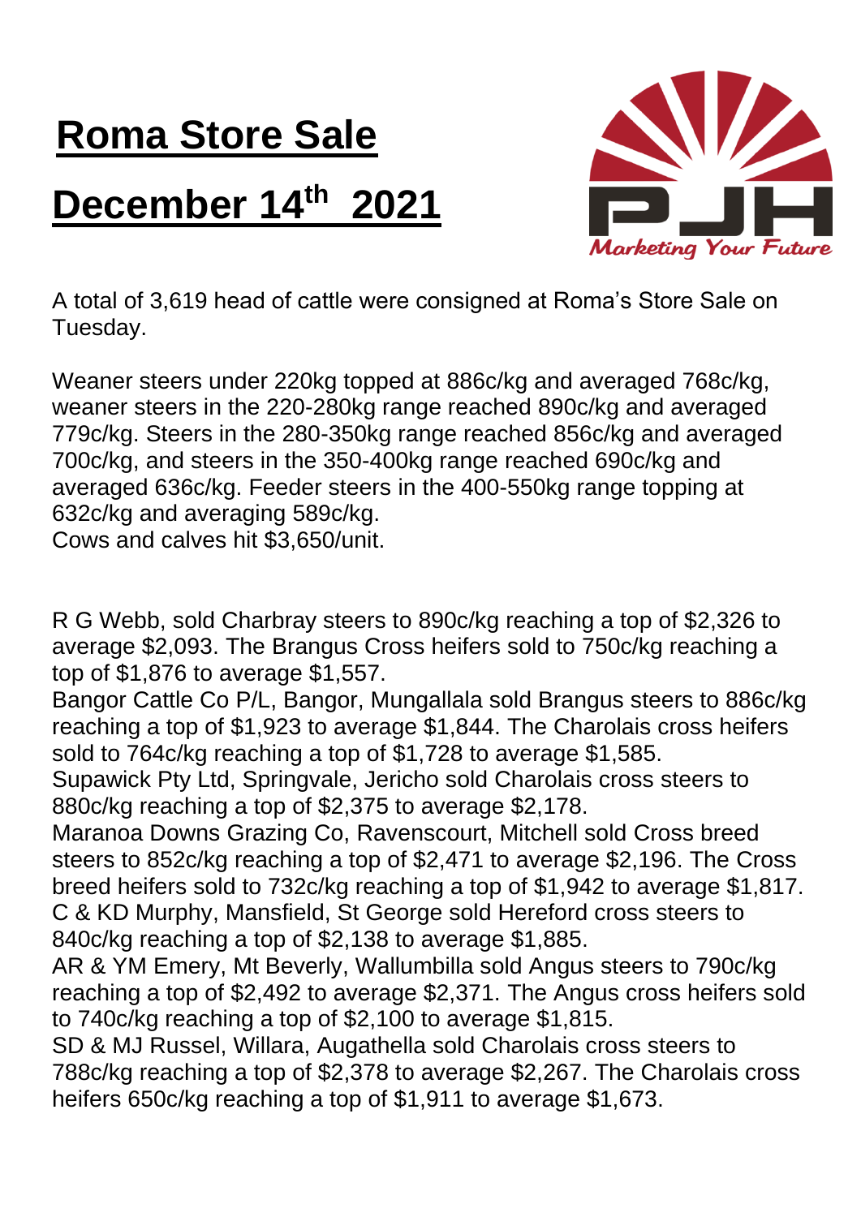# Roma Store Sale

# December 14th 2021

A total of 3,619 head of cattle were consigned at Roma's Store Sale on Tuesday.

Weaner steers under 220kg topped at 886c/kg and averaged 768c/kg, weaner steers in the 220-280kg range reached 890c/kg and averaged 779c/kg. Steers in the 280-350kg range reached 856c/kg and averaged 700c/kg, and steers in the 350-400kg range reached 690c/kg and averaged 636c/kg. Feeder steers in the 400-550kg range topping at 632c/kg and averaging 589c/kg.
Cows and calves hit $3,650/unit.

R G Webb, sold Charbray steers to 890c/kg reaching a top of $2,326 to average $2,093. The Brangus Cross heifers sold to 750c/kg reaching a top of $1,876 to average $1,557.
Bangor Cattle Co P/L, Bangor, Mungallala sold Brangus steers to 886c/kg reaching a top of $1,923 to average $1,844. The Charolais cross heifers sold to 764c/kg reaching a top of $1,728 to average $1,585.
Supawick Pty Ltd, Springvale, Jericho sold Charolais cross steers to 880c/kg reaching a top of $2,375 to average $2,178.
Maranoa Downs Grazing Co, Ravenscourt, Mitchell sold Cross breed steers to 852c/kg reaching a top of $2,471 to average $2,196. The Cross breed heifers sold to 732c/kg reaching a top of $1,942 to average $1,817.
C & KD Murphy, Mansfield, St George sold Hereford cross steers to 840c/kg reaching a top of $2,138 to average $1,885.
AR & YM Emery, Mt Beverly, Wallumbilla sold Angus steers to 790c/kg reaching a top of $2,492 to average $2,371. The Angus cross heifers sold to 740c/kg reaching a top of $2,100 to average $1,815.
SD & MJ Russel, Willara, Augathella sold Charolais cross steers to 788c/kg reaching a top of $2,378 to average $2,267. The Charolais cross heifers 650c/kg reaching a top of $1,911 to average $1,673.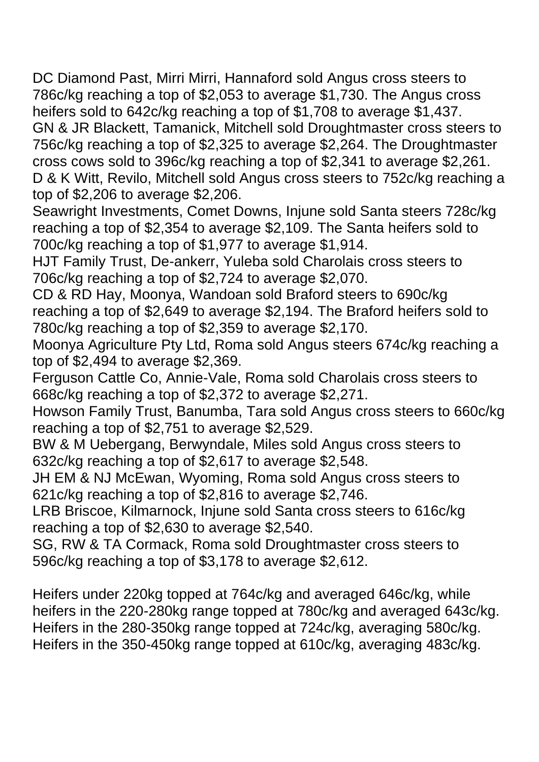DC Diamond Past, Mirri Mirri, Hannaford sold Angus cross steers to 786c/kg reaching a top of $2,053 to average $1,730. The Angus cross heifers sold to 642c/kg reaching a top of $1,708 to average $1,437.
GN & JR Blackett, Tamanick, Mitchell sold Droughtmaster cross steers to 756c/kg reaching a top of $2,325 to average $2,264. The Droughtmaster cross cows sold to 396c/kg reaching a top of $2,341 to average $2,261.
D & K Witt, Revilo, Mitchell sold Angus cross steers to 752c/kg reaching a top of $2,206 to average $2,206.
Seawright Investments, Comet Downs, Injune sold Santa steers 728c/kg reaching a top of $2,354 to average $2,109. The Santa heifers sold to 700c/kg reaching a top of $1,977 to average $1,914.
HJT Family Trust, De-ankerr, Yuleba sold Charolais cross steers to 706c/kg reaching a top of $2,724 to average $2,070.
CD & RD Hay, Moonya, Wandoan sold Braford steers to 690c/kg reaching a top of $2,649 to average $2,194. The Braford heifers sold to 780c/kg reaching a top of $2,359 to average $2,170.
Moonya Agriculture Pty Ltd, Roma sold Angus steers 674c/kg reaching a top of $2,494 to average $2,369.
Ferguson Cattle Co, Annie-Vale, Roma sold Charolais cross steers to 668c/kg reaching a top of $2,372 to average $2,271.
Howson Family Trust, Banumba, Tara sold Angus cross steers to 660c/kg reaching a top of $2,751 to average $2,529.
BW & M Uebergang, Berwyndale, Miles sold Angus cross steers to 632c/kg reaching a top of $2,617 to average $2,548.
JH EM & NJ McEwan, Wyoming, Roma sold Angus cross steers to 621c/kg reaching a top of $2,816 to average $2,746.
LRB Briscoe, Kilmarnock, Injune sold Santa cross steers to 616c/kg reaching a top of $2,630 to average $2,540.
SG, RW & TA Cormack, Roma sold Droughtmaster cross steers to 596c/kg reaching a top of $3,178 to average $2,612.

Heifers under 220kg topped at 764c/kg and averaged 646c/kg, while heifers in the 220-280kg range topped at 780c/kg and averaged 643c/kg. Heifers in the 280-350kg range topped at 724c/kg, averaging 580c/kg. Heifers in the 350-450kg range topped at 610c/kg, averaging 483c/kg.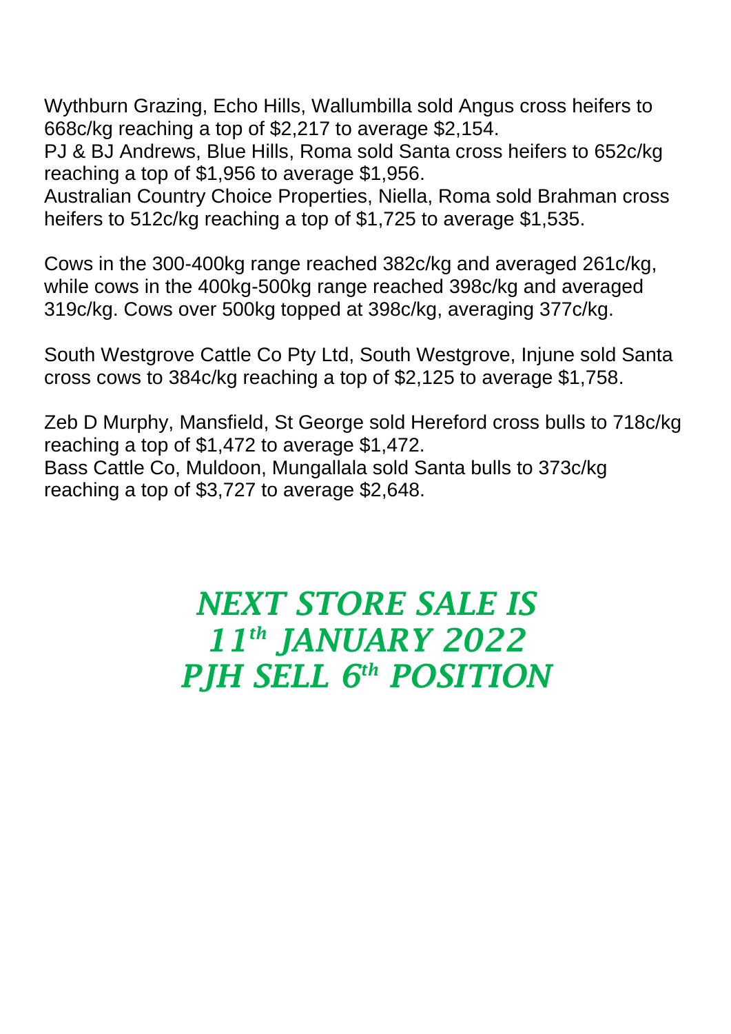Wythburn Grazing, Echo Hills, Wallumbilla sold Angus cross heifers to 668c/kg reaching a top of $2,217 to average $2,154.
PJ & BJ Andrews, Blue Hills, Roma sold Santa cross heifers to 652c/kg reaching a top of $1,956 to average $1,956.
Australian Country Choice Properties, Niella, Roma sold Brahman cross heifers to 512c/kg reaching a top of $1,725 to average $1,535.

Cows in the 300-400kg range reached 382c/kg and averaged 261c/kg, while cows in the 400kg-500kg range reached 398c/kg and averaged 319c/kg. Cows over 500kg topped at 398c/kg, averaging 377c/kg.

South Westgrove Cattle Co Pty Ltd, South Westgrove, Injune sold Santa cross cows to 384c/kg reaching a top of $2,125 to average $1,758.

Zeb D Murphy, Mansfield, St George sold Hereford cross bulls to 718c/kg reaching a top of $1,472 to average $1,472.
Bass Cattle Co, Muldoon, Mungallala sold Santa bulls to 373c/kg reaching a top of $3,727 to average $2,648.

***NEXT STORE SALE IS***
***11th JANUARY 2022***
***PJH SELL 6th POSITION***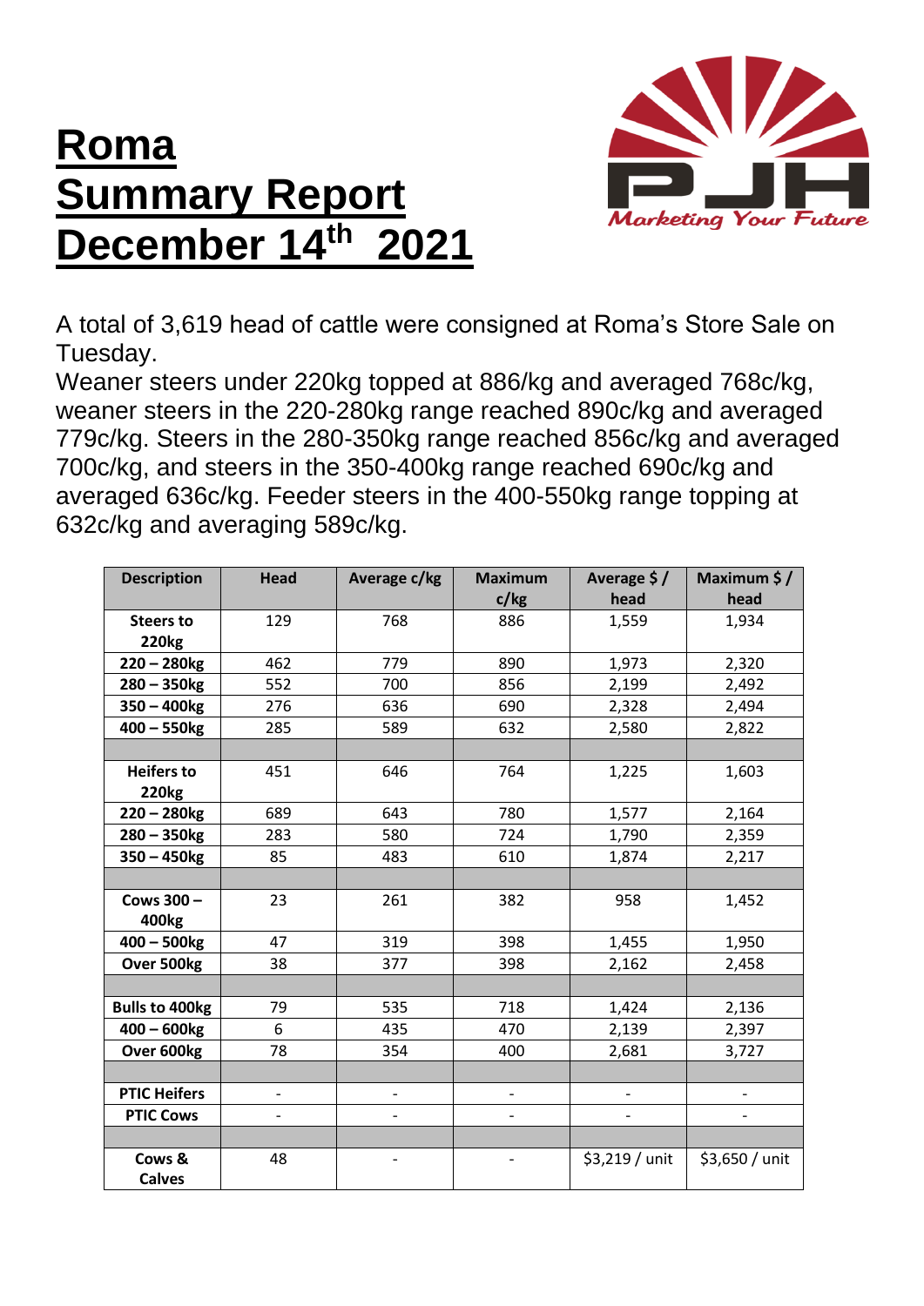# Roma Summary Report December 14th 2021

PJH
Marketing Your Future

A total of 3,619 head of cattle were consigned at Roma's Store Sale on Tuesday.

Weaner steers under 220kg topped at 886/kg and averaged 768c/kg, weaner steers in the 220-280kg range reached 890c/kg and averaged 779c/kg. Steers in the 280-350kg range reached 856c/kg and averaged 700c/kg, and steers in the 350-400kg range reached 690c/kg and averaged 636c/kg. Feeder steers in the 400-550kg range topping at 632c/kg and averaging 589c/kg.

| Description | Head | Average c/kg | Maximum c/kg | Average $ / head | Maximum $ / head |
|---|---|---|---|---|---|
| Steers to 220kg | 129 | 768 | 886 | 1,559 | 1,934 |
| 220 – 280kg | 462 | 779 | 890 | 1,973 | 2,320 |
| 280 – 350kg | 552 | 700 | 856 | 2,199 | 2,492 |
| 350 – 400kg | 276 | 636 | 690 | 2,328 | 2,494 |
| 400 – 550kg | 285 | 589 | 632 | 2,580 | 2,822 |
| | | | | | |
| Heifers to 220kg | 451 | 646 | 764 | 1,225 | 1,603 |
| 220 – 280kg | 689 | 643 | 780 | 1,577 | 2,164 |
| 280 – 350kg | 283 | 580 | 724 | 1,790 | 2,359 |
| 350 – 450kg | 85 | 483 | 610 | 1,874 | 2,217 |
| | | | | | |
| Cows 300 – 400kg | 23 | 261 | 382 | 958 | 1,452 |
| 400 – 500kg | 47 | 319 | 398 | 1,455 | 1,950 |
| Over 500kg | 38 | 377 | 398 | 2,162 | 2,458 |
| | | | | | |
| Bulls to 400kg | 79 | 535 | 718 | 1,424 | 2,136 |
| 400 – 600kg | 6 | 435 | 470 | 2,139 | 2,397 |
| Over 600kg | 78 | 354 | 400 | 2,681 | 3,727 |
| | | | | | |
| PTIC Heifers | - | - | - | - | - |
| PTIC Cows | - | - | - | - | - |
| | | | | | |
| Cows & Calves | 48 | - | - | $3,219 / unit | $3,650 / unit |